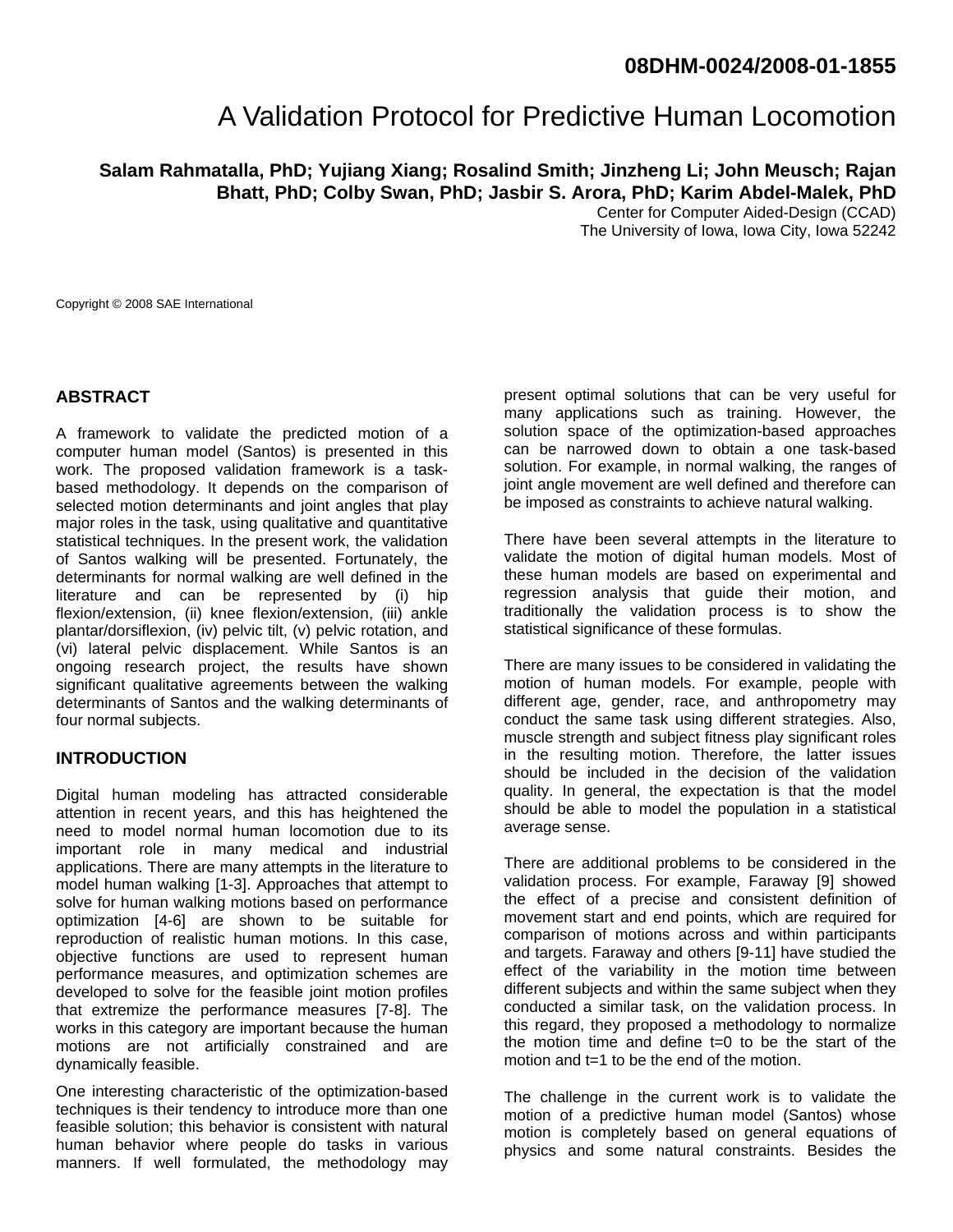08DHM-0024/2008-01-1855

# A Validation Protocol for Predictive Human Locomotion

**Salam Rahmatalla, PhD; Yujiang Xiang; Rosalind Smith; Jinzheng Li; John Meusch; Rajan Bhatt, PhD; Colby Swan, PhD; Jasbir S. Arora, PhD; Karim Abdel-Malek, PhD**

Center for Computer Aided-Design (CCAD)
The University of Iowa, Iowa City, Iowa 52242

Copyright © 2008 SAE International

## ABSTRACT

A framework to validate the predicted motion of a computer human model (Santos) is presented in this work. The proposed validation framework is a task-based methodology. It depends on the comparison of selected motion determinants and joint angles that play major roles in the task, using qualitative and quantitative statistical techniques. In the present work, the validation of Santos walking will be presented. Fortunately, the determinants for normal walking are well defined in the literature and can be represented by (i) hip flexion/extension, (ii) knee flexion/extension, (iii) ankle plantar/dorsiflexion, (iv) pelvic tilt, (v) pelvic rotation, and (vi) lateral pelvic displacement. While Santos is an ongoing research project, the results have shown significant qualitative agreements between the walking determinants of Santos and the walking determinants of four normal subjects.

## INTRODUCTION

Digital human modeling has attracted considerable attention in recent years, and this has heightened the need to model normal human locomotion due to its important role in many medical and industrial applications. There are many attempts in the literature to model human walking [1-3]. Approaches that attempt to solve for human walking motions based on performance optimization [4-6] are shown to be suitable for reproduction of realistic human motions. In this case, objective functions are used to represent human performance measures, and optimization schemes are developed to solve for the feasible joint motion profiles that extremize the performance measures [7-8]. The works in this category are important because the human motions are not artificially constrained and are dynamically feasible.

One interesting characteristic of the optimization-based techniques is their tendency to introduce more than one feasible solution; this behavior is consistent with natural human behavior where people do tasks in various manners. If well formulated, the methodology may present optimal solutions that can be very useful for many applications such as training. However, the solution space of the optimization-based approaches can be narrowed down to obtain a one task-based solution. For example, in normal walking, the ranges of joint angle movement are well defined and therefore can be imposed as constraints to achieve natural walking.

There have been several attempts in the literature to validate the motion of digital human models. Most of these human models are based on experimental and regression analysis that guide their motion, and traditionally the validation process is to show the statistical significance of these formulas.

There are many issues to be considered in validating the motion of human models. For example, people with different age, gender, race, and anthropometry may conduct the same task using different strategies. Also, muscle strength and subject fitness play significant roles in the resulting motion. Therefore, the latter issues should be included in the decision of the validation quality. In general, the expectation is that the model should be able to model the population in a statistical average sense.

There are additional problems to be considered in the validation process. For example, Faraway [9] showed the effect of a precise and consistent definition of movement start and end points, which are required for comparison of motions across and within participants and targets. Faraway and others [9-11] have studied the effect of the variability in the motion time between different subjects and within the same subject when they conducted a similar task, on the validation process. In this regard, they proposed a methodology to normalize the motion time and define t=0 to be the start of the motion and t=1 to be the end of the motion.

The challenge in the current work is to validate the motion of a predictive human model (Santos) whose motion is completely based on general equations of physics and some natural constraints. Besides the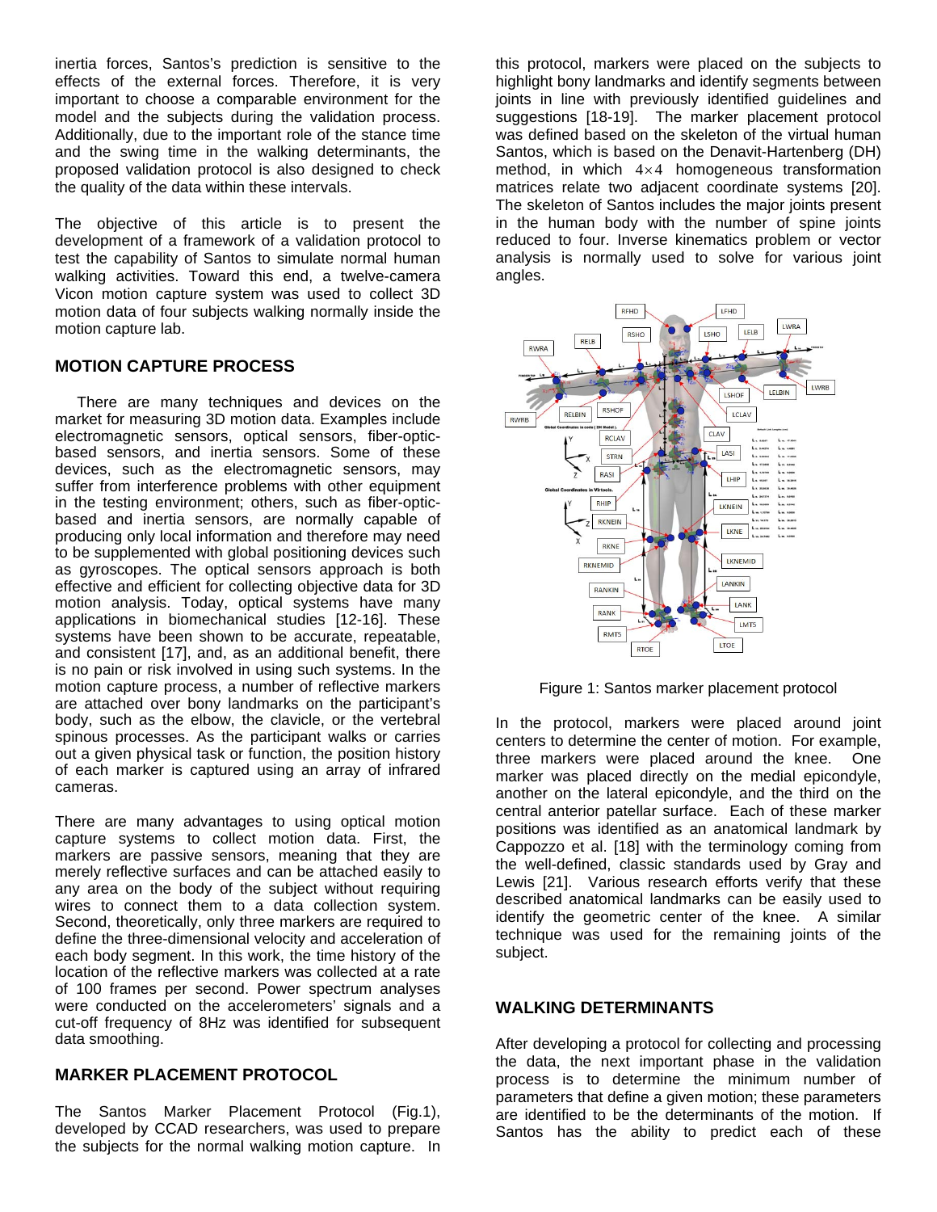inertia forces, Santos's prediction is sensitive to the effects of the external forces. Therefore, it is very important to choose a comparable environment for the model and the subjects during the validation process. Additionally, due to the important role of the stance time and the swing time in the walking determinants, the proposed validation protocol is also designed to check the quality of the data within these intervals.

The objective of this article is to present the development of a framework of a validation protocol to test the capability of Santos to simulate normal human walking activities. Toward this end, a twelve-camera Vicon motion capture system was used to collect 3D motion data of four subjects walking normally inside the motion capture lab.

## MOTION CAPTURE PROCESS

There are many techniques and devices on the market for measuring 3D motion data. Examples include electromagnetic sensors, optical sensors, fiber-optic-based sensors, and inertia sensors. Some of these devices, such as the electromagnetic sensors, may suffer from interference problems with other equipment in the testing environment; others, such as fiber-optic-based and inertia sensors, are normally capable of producing only local information and therefore may need to be supplemented with global positioning devices such as gyroscopes. The optical sensors approach is both effective and efficient for collecting objective data for 3D motion analysis. Today, optical systems have many applications in biomechanical studies [12-16]. These systems have been shown to be accurate, repeatable, and consistent [17], and, as an additional benefit, there is no pain or risk involved in using such systems. In the motion capture process, a number of reflective markers are attached over bony landmarks on the participant's body, such as the elbow, the clavicle, or the vertebral spinous processes. As the participant walks or carries out a given physical task or function, the position history of each marker is captured using an array of infrared cameras.

There are many advantages to using optical motion capture systems to collect motion data. First, the markers are passive sensors, meaning that they are merely reflective surfaces and can be attached easily to any area on the body of the subject without requiring wires to connect them to a data collection system. Second, theoretically, only three markers are required to define the three-dimensional velocity and acceleration of each body segment. In this work, the time history of the location of the reflective markers was collected at a rate of 100 frames per second. Power spectrum analyses were conducted on the accelerometers' signals and a cut-off frequency of 8Hz was identified for subsequent data smoothing.

## MARKER PLACEMENT PROTOCOL

The Santos Marker Placement Protocol (Fig.1), developed by CCAD researchers, was used to prepare the subjects for the normal walking motion capture. In this protocol, markers were placed on the subjects to highlight bony landmarks and identify segments between joints in line with previously identified guidelines and suggestions [18-19]. The marker placement protocol was defined based on the skeleton of the virtual human Santos, which is based on the Denavit-Hartenberg (DH) method, in which $4 \times 4$ homogeneous transformation matrices relate two adjacent coordinate systems [20]. The skeleton of Santos includes the major joints present in the human body with the number of spine joints reduced to four. Inverse kinematics problem or vector analysis is normally used to solve for various joint angles.

Figure 1: Santos marker placement protocol

In the protocol, markers were placed around joint centers to determine the center of motion. For example, three markers were placed around the knee. One marker was placed directly on the medial epicondyle, another on the lateral epicondyle, and the third on the central anterior patellar surface. Each of these marker positions was identified as an anatomical landmark by Cappozzo et al. [18] with the terminology coming from the well-defined, classic standards used by Gray and Lewis [21]. Various research efforts verify that these described anatomical landmarks can be easily used to identify the geometric center of the knee. A similar technique was used for the remaining joints of the subject.

## WALKING DETERMINANTS

After developing a protocol for collecting and processing the data, the next important phase in the validation process is to determine the minimum number of parameters that define a given motion; these parameters are identified to be the determinants of the motion. If Santos has the ability to predict each of these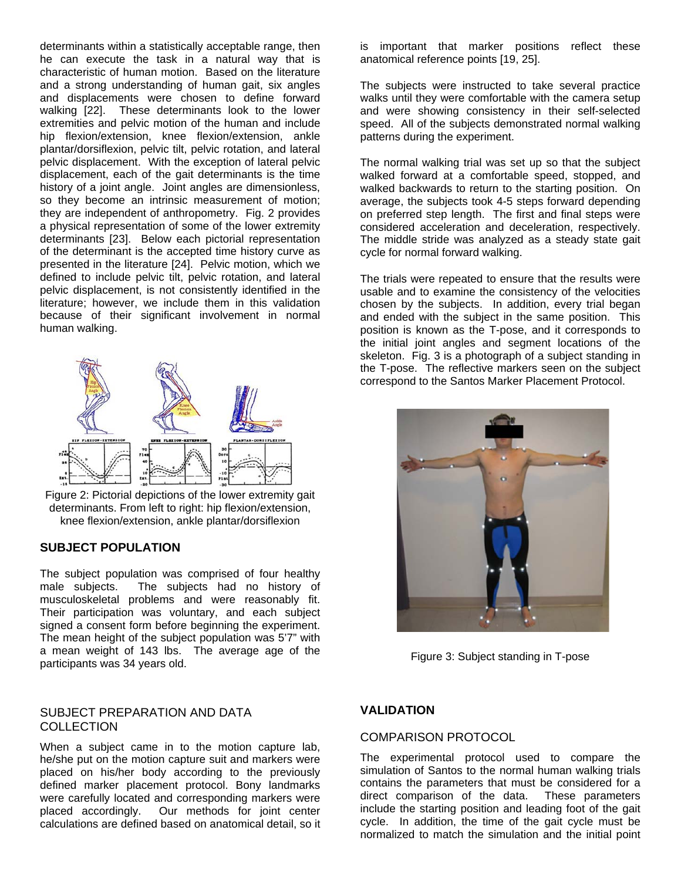determinants within a statistically acceptable range, then he can execute the task in a natural way that is characteristic of human motion. Based on the literature and a strong understanding of human gait, six angles and displacements were chosen to define forward walking [22]. These determinants look to the lower extremities and pelvic motion of the human and include hip flexion/extension, knee flexion/extension, ankle plantar/dorsiflexion, pelvic tilt, pelvic rotation, and lateral pelvic displacement. With the exception of lateral pelvic displacement, each of the gait determinants is the time history of a joint angle. Joint angles are dimensionless, so they become an intrinsic measurement of motion; they are independent of anthropometry. Fig. 2 provides a physical representation of some of the lower extremity determinants [23]. Below each pictorial representation of the determinant is the accepted time history curve as presented in the literature [24]. Pelvic motion, which we defined to include pelvic tilt, pelvic rotation, and lateral pelvic displacement, is not consistently identified in the literature; however, we include them in this validation because of their significant involvement in normal human walking.

Figure 2: Pictorial depictions of the lower extremity gait determinants. From left to right: hip flexion/extension, knee flexion/extension, ankle plantar/dorsiflexion

## SUBJECT POPULATION

The subject population was comprised of four healthy male subjects. The subjects had no history of musculoskeletal problems and were reasonably fit. Their participation was voluntary, and each subject signed a consent form before beginning the experiment. The mean height of the subject population was 5'7" with a mean weight of 143 lbs. The average age of the participants was 34 years old.

### SUBJECT PREPARATION AND DATA COLLECTION

When a subject came in to the motion capture lab, he/she put on the motion capture suit and markers were placed on his/her body according to the previously defined marker placement protocol. Bony landmarks were carefully located and corresponding markers were placed accordingly. Our methods for joint center calculations are defined based on anatomical detail, so it is important that marker positions reflect these anatomical reference points [19, 25].

The subjects were instructed to take several practice walks until they were comfortable with the camera setup and were showing consistency in their self-selected speed. All of the subjects demonstrated normal walking patterns during the experiment.

The normal walking trial was set up so that the subject walked forward at a comfortable speed, stopped, and walked backwards to return to the starting position. On average, the subjects took 4-5 steps forward depending on preferred step length. The first and final steps were considered acceleration and deceleration, respectively. The middle stride was analyzed as a steady state gait cycle for normal forward walking.

The trials were repeated to ensure that the results were usable and to examine the consistency of the velocities chosen by the subjects. In addition, every trial began and ended with the subject in the same position. This position is known as the T-pose, and it corresponds to the initial joint angles and segment locations of the skeleton. Fig. 3 is a photograph of a subject standing in the T-pose. The reflective markers seen on the subject correspond to the Santos Marker Placement Protocol.

Figure 3: Subject standing in T-pose

## VALIDATION

### COMPARISON PROTOCOL

The experimental protocol used to compare the simulation of Santos to the normal human walking trials contains the parameters that must be considered for a direct comparison of the data. These parameters include the starting position and leading foot of the gait cycle. In addition, the time of the gait cycle must be normalized to match the simulation and the initial point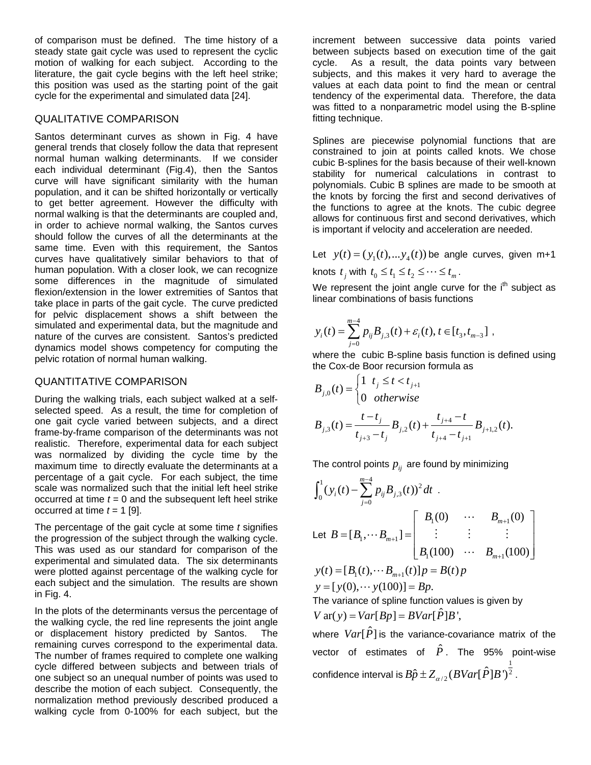of comparison must be defined. The time history of a steady state gait cycle was used to represent the cyclic motion of walking for each subject. According to the literature, the gait cycle begins with the left heel strike; this position was used as the starting point of the gait cycle for the experimental and simulated data [24].

## QUALITATIVE COMPARISON

Santos determinant curves as shown in Fig. 4 have general trends that closely follow the data that represent normal human walking determinants. If we consider each individual determinant (Fig.4), then the Santos curve will have significant similarity with the human population, and it can be shifted horizontally or vertically to get better agreement. However the difficulty with normal walking is that the determinants are coupled and, in order to achieve normal walking, the Santos curves should follow the curves of all the determinants at the same time. Even with this requirement, the Santos curves have qualitatively similar behaviors to that of human population. With a closer look, we can recognize some differences in the magnitude of simulated flexion/extension in the lower extremities of Santos that take place in parts of the gait cycle. The curve predicted for pelvic displacement shows a shift between the simulated and experimental data, but the magnitude and nature of the curves are consistent. Santos's predicted dynamics model shows competency for computing the pelvic rotation of normal human walking.

## QUANTITATIVE COMPARISON

During the walking trials, each subject walked at a self-selected speed. As a result, the time for completion of one gait cycle varied between subjects, and a direct frame-by-frame comparison of the determinants was not realistic. Therefore, experimental data for each subject was normalized by dividing the cycle time by the maximum time to directly evaluate the determinants at a percentage of a gait cycle. For each subject, the time scale was normalized such that the initial left heel strike occurred at time $t = 0$ and the subsequent left heel strike occurred at time $t = 1$ [9].

The percentage of the gait cycle at some time $t$ signifies the progression of the subject through the walking cycle. This was used as our standard for comparison of the experimental and simulated data. The six determinants were plotted against percentage of the walking cycle for each subject and the simulation. The results are shown in Fig. 4.

In the plots of the determinants versus the percentage of the walking cycle, the red line represents the joint angle or displacement history predicted by Santos. The remaining curves correspond to the experimental data. The number of frames required to complete one walking cycle differed between subjects and between trials of one subject so an unequal number of points was used to describe the motion of each subject. Consequently, the normalization method previously described produced a walking cycle from 0-100% for each subject, but the increment between successive data points varied between subjects based on execution time of the gait cycle. As a result, the data points vary between subjects, and this makes it very hard to average the values at each data point to find the mean or central tendency of the experimental data. Therefore, the data was fitted to a nonparametric model using the B-spline fitting technique.

Splines are piecewise polynomial functions that are constrained to join at points called knots. We chose cubic B-splines for the basis because of their well-known stability for numerical calculations in contrast to polynomials. Cubic B splines are made to be smooth at the knots by forcing the first and second derivatives of the functions to agree at the knots. The cubic degree allows for continuous first and second derivatives, which is important if velocity and acceleration are needed.

Let $y(t) = (y_1(t), \ldots y_4(t))$ be angle curves, given m+1 knots $t_j$ with $t_0 \le t_1 \le t_2 \le \cdots \le t_m$.

We represent the joint angle curve for the i[th] subject as linear combinations of basis functions

$$y_i(t) = \sum_{j=0}^{m-4} p_{ij} B_{j,3}(t) + \varepsilon_i(t),\ t \in [t_3, t_{m-3}]\ ,$$

where the cubic B-spline basis function is defined using the Cox-de Boor recursion formula as

$$B_{j,0}(t) = \begin{cases} 1 & t_j \le t < t_{j+1} \\ 0 & otherwise \end{cases}$$

$$B_{j,3}(t) = \frac{t - t_j}{t_{j+3} - t_j} B_{j,2}(t) + \frac{t_{j+4} - t}{t_{j+4} - t_{j+1}} B_{j+1,2}(t).$$

The control points $p_{ij}$ are found by minimizing

$$\int_0^1 (y_i(t) - \sum_{j=0}^{m-4} p_{ij} B_{j,3}(t))^2 \, dt\ .$$

Let $B = [B_1, \cdots B_{m+1}] = \begin{bmatrix} B_1(0) & \cdots & B_{m+1}(0) \\ \vdots & \vdots & \vdots \\ B_1(100) & \cdots & B_{m+1}(100) \end{bmatrix}$

$$y(t) = [B_1(t), \cdots B_{m+1}(t)]p = B(t)p$$
$$y = [y(0), \cdots y(100)] = Bp.$$

The variance of spline function values is given by

$$Var(y) = Var[Bp] = BVar[\hat{P}]B',$$

where $Var[\hat{P}]$ is the variance-covariance matrix of the vector of estimates of $\hat{P}$. The 95% point-wise confidence interval is $B\hat{p} \pm Z_{\alpha/2}(BVar[\hat{P}]B')^{\frac{1}{2}}$.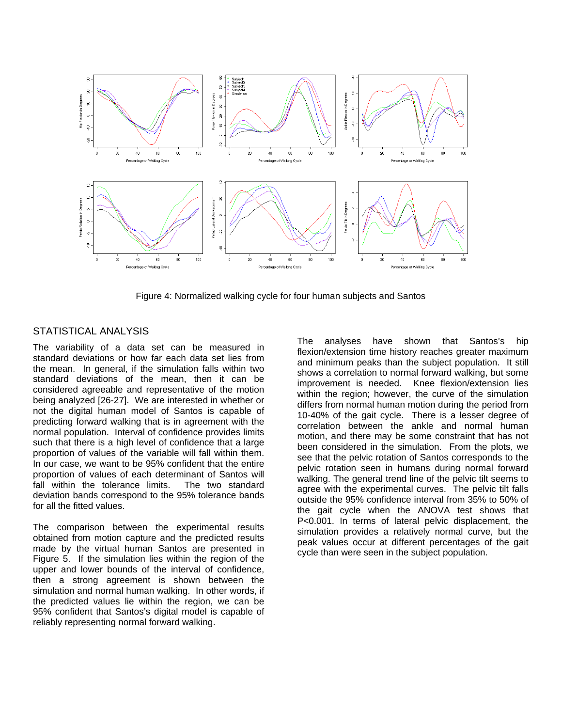Hip Flexion in Degrees

Percentage of Walking Cycle

Knee Flexion in Degrees

Subject1
Subject2
Subject3
Subject4
Simulation

Percentage of Walking Cycle

Ankle Flexion in Degrees

Percentage of Walking Cycle

Pelvic Rotation in Degrees

Percentage of Walking Cycle

Pelvic Lateral Displacement

Percentage of Walking Cycle

Pelvic Tilt in Degrees

Percentage of Walking Cycle

Figure 4: Normalized walking cycle for four human subjects and Santos

## STATISTICAL ANALYSIS

The variability of a data set can be measured in standard deviations or how far each data set lies from the mean. In general, if the simulation falls within two standard deviations of the mean, then it can be considered agreeable and representative of the motion being analyzed [26-27]. We are interested in whether or not the digital human model of Santos is capable of predicting forward walking that is in agreement with the normal population. Interval of confidence provides limits such that there is a high level of confidence that a large proportion of values of the variable will fall within them. In our case, we want to be 95% confident that the entire proportion of values of each determinant of Santos will fall within the tolerance limits. The two standard deviation bands correspond to the 95% tolerance bands for all the fitted values.

The comparison between the experimental results obtained from motion capture and the predicted results made by the virtual human Santos are presented in Figure 5. If the simulation lies within the region of the upper and lower bounds of the interval of confidence, then a strong agreement is shown between the simulation and normal human walking. In other words, if the predicted values lie within the region, we can be 95% confident that Santos's digital model is capable of reliably representing normal forward walking.

The analyses have shown that Santos's hip flexion/extension time history reaches greater maximum and minimum peaks than the subject population. It still shows a correlation to normal forward walking, but some improvement is needed. Knee flexion/extension lies within the region; however, the curve of the simulation differs from normal human motion during the period from 10-40% of the gait cycle. There is a lesser degree of correlation between the ankle and normal human motion, and there may be some constraint that has not been considered in the simulation. From the plots, we see that the pelvic rotation of Santos corresponds to the pelvic rotation seen in humans during normal forward walking. The general trend line of the pelvic tilt seems to agree with the experimental curves. The pelvic tilt falls outside the 95% confidence interval from 35% to 50% of the gait cycle when the ANOVA test shows that $P<0.001$. In terms of lateral pelvic displacement, the simulation provides a relatively normal curve, but the peak values occur at different percentages of the gait cycle than were seen in the subject population.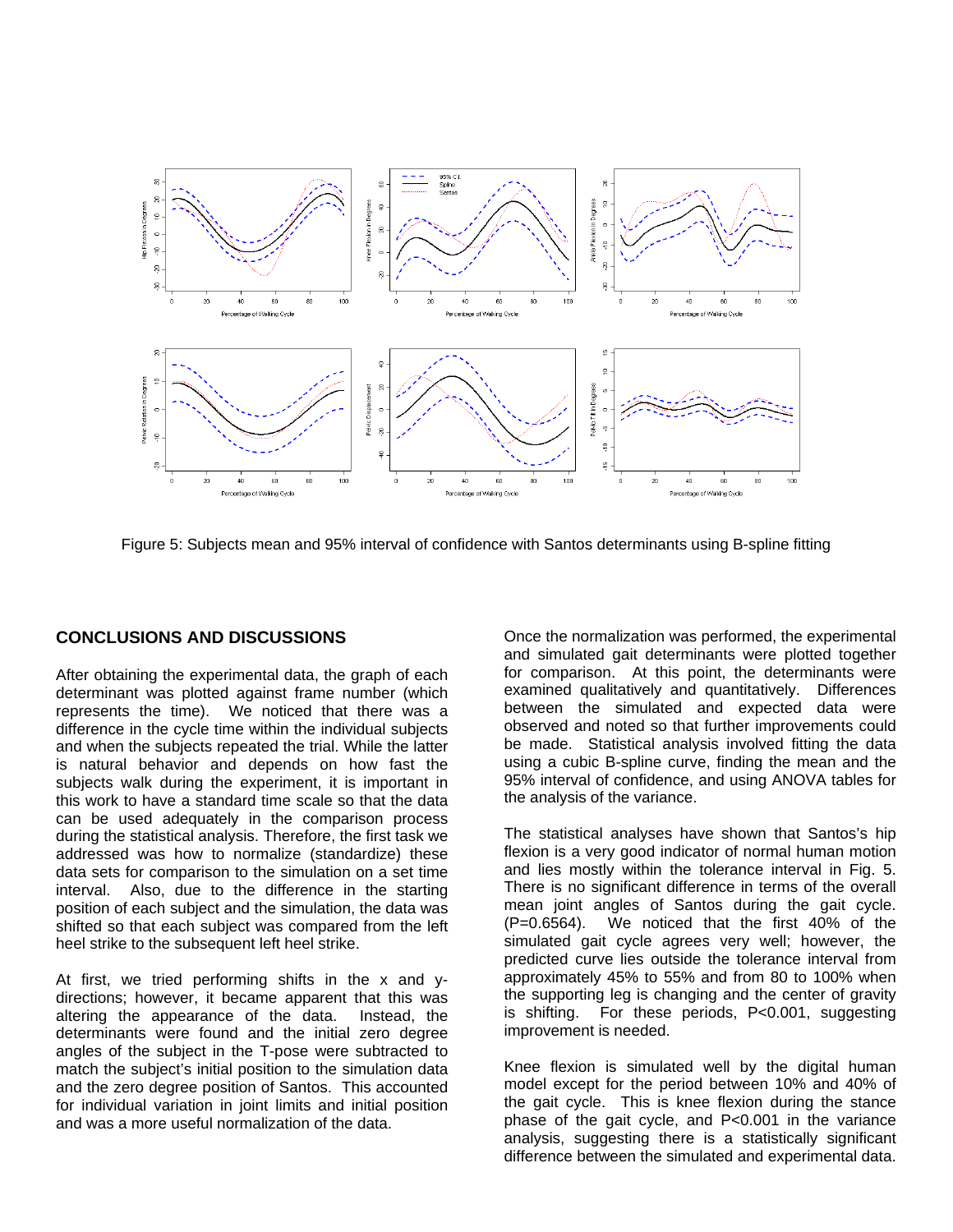Figure 5: Subjects mean and 95% interval of confidence with Santos determinants using B-spline fitting

## CONCLUSIONS AND DISCUSSIONS

After obtaining the experimental data, the graph of each determinant was plotted against frame number (which represents the time). We noticed that there was a difference in the cycle time within the individual subjects and when the subjects repeated the trial. While the latter is natural behavior and depends on how fast the subjects walk during the experiment, it is important in this work to have a standard time scale so that the data can be used adequately in the comparison process during the statistical analysis. Therefore, the first task we addressed was how to normalize (standardize) these data sets for comparison to the simulation on a set time interval. Also, due to the difference in the starting position of each subject and the simulation, the data was shifted so that each subject was compared from the left heel strike to the subsequent left heel strike.

At first, we tried performing shifts in the x and y-directions; however, it became apparent that this was altering the appearance of the data. Instead, the determinants were found and the initial zero degree angles of the subject in the T-pose were subtracted to match the subject's initial position to the simulation data and the zero degree position of Santos. This accounted for individual variation in joint limits and initial position and was a more useful normalization of the data.

Once the normalization was performed, the experimental and simulated gait determinants were plotted together for comparison. At this point, the determinants were examined qualitatively and quantitatively. Differences between the simulated and expected data were observed and noted so that further improvements could be made. Statistical analysis involved fitting the data using a cubic B-spline curve, finding the mean and the 95% interval of confidence, and using ANOVA tables for the analysis of the variance.

The statistical analyses have shown that Santos's hip flexion is a very good indicator of normal human motion and lies mostly within the tolerance interval in Fig. 5. There is no significant difference in terms of the overall mean joint angles of Santos during the gait cycle. ($P=0.6564$). We noticed that the first 40% of the simulated gait cycle agrees very well; however, the predicted curve lies outside the tolerance interval from approximately 45% to 55% and from 80 to 100% when the supporting leg is changing and the center of gravity is shifting. For these periods, $P<0.001$, suggesting improvement is needed.

Knee flexion is simulated well by the digital human model except for the period between 10% and 40% of the gait cycle. This is knee flexion during the stance phase of the gait cycle, and $P<0.001$ in the variance analysis, suggesting there is a statistically significant difference between the simulated and experimental data.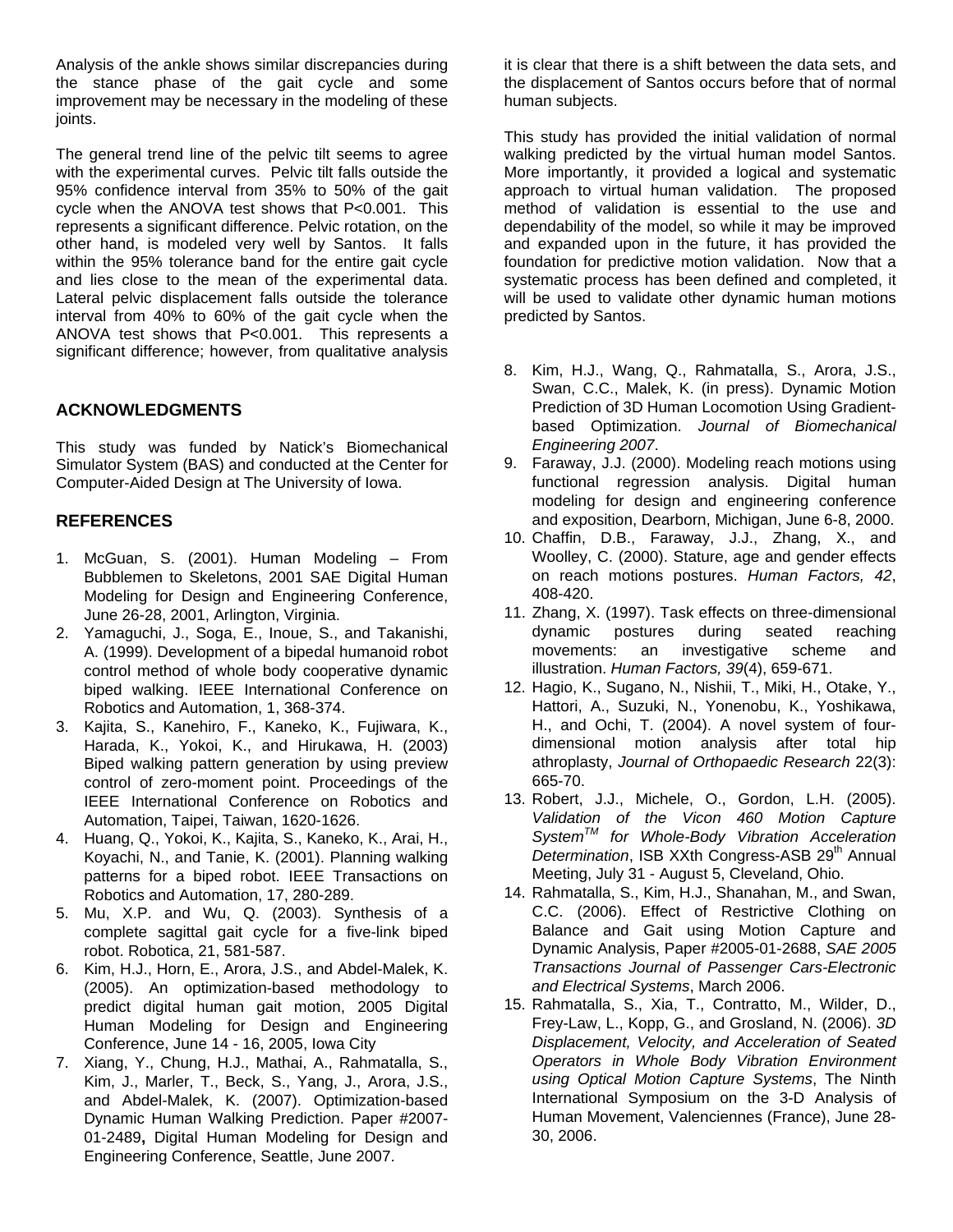Analysis of the ankle shows similar discrepancies during the stance phase of the gait cycle and some improvement may be necessary in the modeling of these joints.

The general trend line of the pelvic tilt seems to agree with the experimental curves. Pelvic tilt falls outside the 95% confidence interval from 35% to 50% of the gait cycle when the ANOVA test shows that $P<0.001$. This represents a significant difference. Pelvic rotation, on the other hand, is modeled very well by Santos. It falls within the 95% tolerance band for the entire gait cycle and lies close to the mean of the experimental data. Lateral pelvic displacement falls outside the tolerance interval from 40% to 60% of the gait cycle when the ANOVA test shows that $P<0.001$. This represents a significant difference; however, from qualitative analysis it is clear that there is a shift between the data sets, and the displacement of Santos occurs before that of normal human subjects.

This study has provided the initial validation of normal walking predicted by the virtual human model Santos. More importantly, it provided a logical and systematic approach to virtual human validation. The proposed method of validation is essential to the use and dependability of the model, so while it may be improved and expanded upon in the future, it has provided the foundation for predictive motion validation. Now that a systematic process has been defined and completed, it will be used to validate other dynamic human motions predicted by Santos.

## ACKNOWLEDGMENTS

This study was funded by Natick's Biomechanical Simulator System (BAS) and conducted at the Center for Computer-Aided Design at The University of Iowa.

## REFERENCES

1. McGuan, S. (2001). Human Modeling – From Bubblemen to Skeletons, 2001 SAE Digital Human Modeling for Design and Engineering Conference, June 26-28, 2001, Arlington, Virginia.
2. Yamaguchi, J., Soga, E., Inoue, S., and Takanishi, A. (1999). Development of a bipedal humanoid robot control method of whole body cooperative dynamic biped walking. IEEE International Conference on Robotics and Automation, 1, 368-374.
3. Kajita, S., Kanehiro, F., Kaneko, K., Fujiwara, K., Harada, K., Yokoi, K., and Hirukawa, H. (2003) Biped walking pattern generation by using preview control of zero-moment point. Proceedings of the IEEE International Conference on Robotics and Automation, Taipei, Taiwan, 1620-1626.
4. Huang, Q., Yokoi, K., Kajita, S., Kaneko, K., Arai, H., Koyachi, N., and Tanie, K. (2001). Planning walking patterns for a biped robot. IEEE Transactions on Robotics and Automation, 17, 280-289.
5. Mu, X.P. and Wu, Q. (2003). Synthesis of a complete sagittal gait cycle for a five-link biped robot. Robotica, 21, 581-587.
6. Kim, H.J., Horn, E., Arora, J.S., and Abdel-Malek, K. (2005). An optimization-based methodology to predict digital human gait motion, 2005 Digital Human Modeling for Design and Engineering Conference, June 14 - 16, 2005, Iowa City
7. Xiang, Y., Chung, H.J., Mathai, A., Rahmatalla, S., Kim, J., Marler, T., Beck, S., Yang, J., Arora, J.S., and Abdel-Malek, K. (2007). Optimization-based Dynamic Human Walking Prediction. Paper #2007-01-2489**,** Digital Human Modeling for Design and Engineering Conference, Seattle, June 2007.
8. Kim, H.J., Wang, Q., Rahmatalla, S., Arora, J.S., Swan, C.C., Malek, K. (in press). Dynamic Motion Prediction of 3D Human Locomotion Using Gradient-based Optimization. *Journal of Biomechanical Engineering 2007*.
9. Faraway, J.J. (2000). Modeling reach motions using functional regression analysis. Digital human modeling for design and engineering conference and exposition, Dearborn, Michigan, June 6-8, 2000.
10. Chaffin, D.B., Faraway, J.J., Zhang, X., and Woolley, C. (2000). Stature, age and gender effects on reach motions postures. *Human Factors, 42*, 408-420.
11. Zhang, X. (1997). Task effects on three-dimensional dynamic postures during seated reaching movements: an investigative scheme and illustration. *Human Factors, 39*(4), 659-671.
12. Hagio, K., Sugano, N., Nishii, T., Miki, H., Otake, Y., Hattori, A., Suzuki, N., Yonenobu, K., Yoshikawa, H., and Ochi, T. (2004). A novel system of four-dimensional motion analysis after total hip athroplasty, *Journal of Orthopaedic Research* 22(3): 665-70.
13. Robert, J.J., Michele, O., Gordon, L.H. (2005). *Validation of the Vicon 460 Motion Capture System™ for Whole-Body Vibration Acceleration Determination*, ISB XXth Congress-ASB 29th Annual Meeting, July 31 - August 5, Cleveland, Ohio.
14. Rahmatalla, S., Kim, H.J., Shanahan, M., and Swan, C.C. (2006). Effect of Restrictive Clothing on Balance and Gait using Motion Capture and Dynamic Analysis, Paper #2005-01-2688, *SAE 2005 Transactions Journal of Passenger Cars-Electronic and Electrical Systems*, March 2006.
15. Rahmatalla, S., Xia, T., Contratto, M., Wilder, D., Frey-Law, L., Kopp, G., and Grosland, N. (2006). *3D Displacement, Velocity, and Acceleration of Seated Operators in Whole Body Vibration Environment using Optical Motion Capture Systems*, The Ninth International Symposium on the 3-D Analysis of Human Movement, Valenciennes (France), June 28-30, 2006.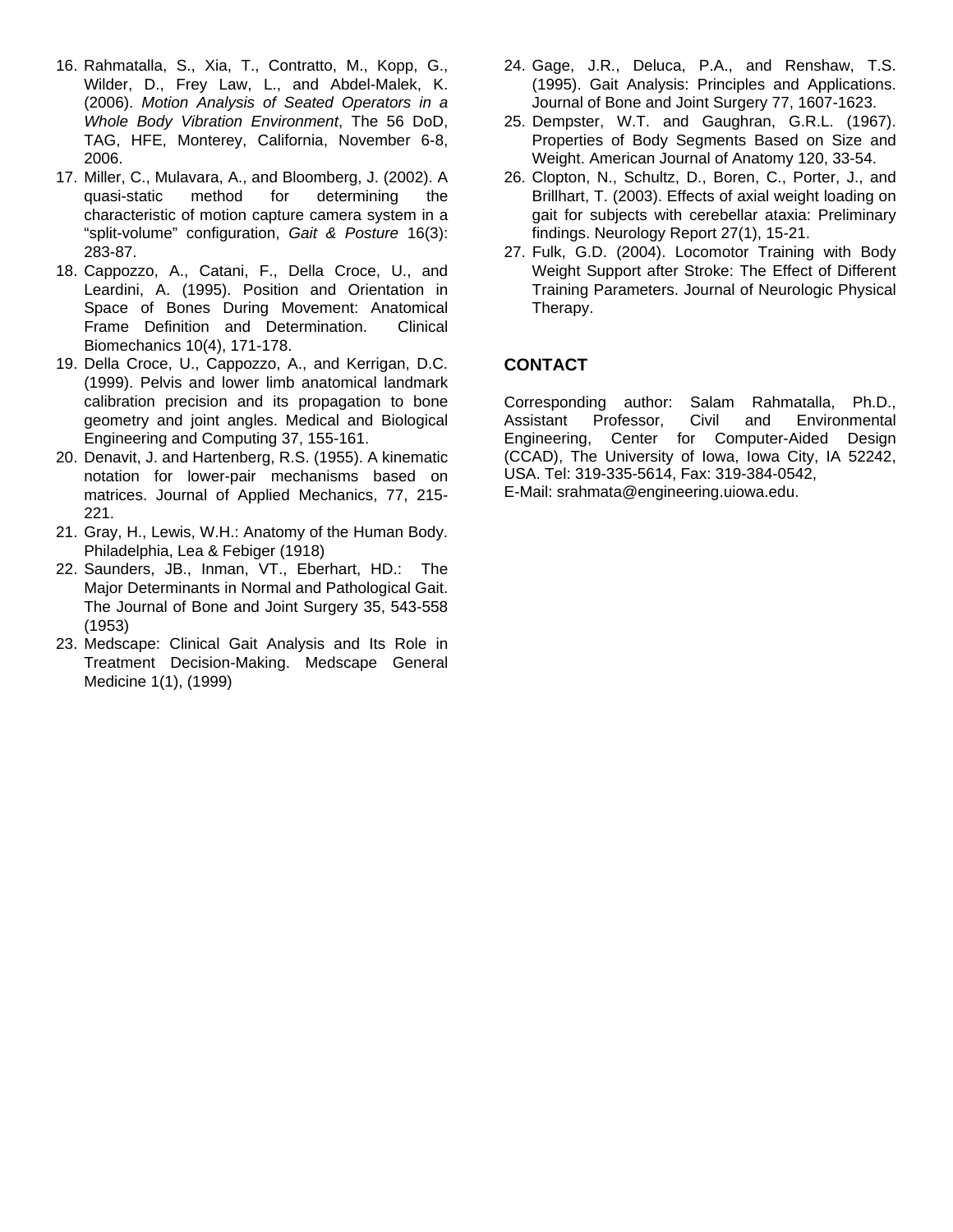16. Rahmatalla, S., Xia, T., Contratto, M., Kopp, G., Wilder, D., Frey Law, L., and Abdel-Malek, K. (2006). *Motion Analysis of Seated Operators in a Whole Body Vibration Environment*, The 56 DoD, TAG, HFE, Monterey, California, November 6-8, 2006.
17. Miller, C., Mulavara, A., and Bloomberg, J. (2002). A quasi-static method for determining the characteristic of motion capture camera system in a "split-volume" configuration, *Gait & Posture* 16(3): 283-87.
18. Cappozzo, A., Catani, F., Della Croce, U., and Leardini, A. (1995). Position and Orientation in Space of Bones During Movement: Anatomical Frame Definition and Determination. Clinical Biomechanics 10(4), 171-178.
19. Della Croce, U., Cappozzo, A., and Kerrigan, D.C. (1999). Pelvis and lower limb anatomical landmark calibration precision and its propagation to bone geometry and joint angles. Medical and Biological Engineering and Computing 37, 155-161.
20. Denavit, J. and Hartenberg, R.S. (1955). A kinematic notation for lower-pair mechanisms based on matrices. Journal of Applied Mechanics, 77, 215-221.
21. Gray, H., Lewis, W.H.: Anatomy of the Human Body. Philadelphia, Lea & Febiger (1918)
22. Saunders, JB., Inman, VT., Eberhart, HD.: The Major Determinants in Normal and Pathological Gait. The Journal of Bone and Joint Surgery 35, 543-558 (1953)
23. Medscape: Clinical Gait Analysis and Its Role in Treatment Decision-Making. Medscape General Medicine 1(1), (1999)
24. Gage, J.R., Deluca, P.A., and Renshaw, T.S. (1995). Gait Analysis: Principles and Applications. Journal of Bone and Joint Surgery 77, 1607-1623.
25. Dempster, W.T. and Gaughran, G.R.L. (1967). Properties of Body Segments Based on Size and Weight. American Journal of Anatomy 120, 33-54.
26. Clopton, N., Schultz, D., Boren, C., Porter, J., and Brillhart, T. (2003). Effects of axial weight loading on gait for subjects with cerebellar ataxia: Preliminary findings. Neurology Report 27(1), 15-21.
27. Fulk, G.D. (2004). Locomotor Training with Body Weight Support after Stroke: The Effect of Different Training Parameters. Journal of Neurologic Physical Therapy.

## CONTACT

Corresponding author: Salam Rahmatalla, Ph.D., Assistant Professor, Civil and Environmental Engineering, Center for Computer-Aided Design (CCAD), The University of Iowa, Iowa City, IA 52242, USA. Tel: 319-335-5614, Fax: 319-384-0542,
E-Mail: srahmata@engineering.uiowa.edu.